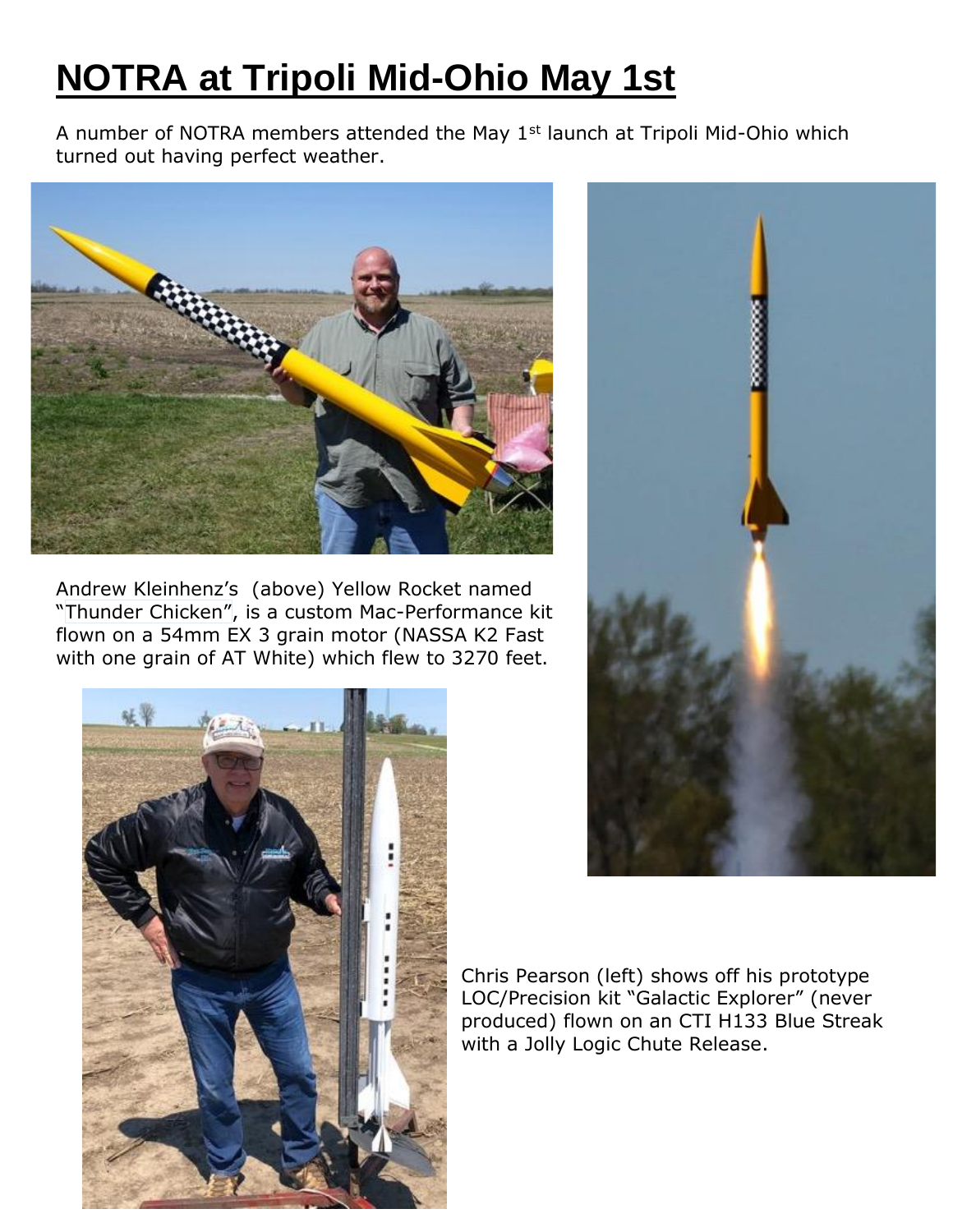# NOTRA at Tripoli Mid-Ohio May 1st

A number of NOTRA members attended the May 1st launch at Tripoli Mid-Ohio which turned out having perfect weather.

Andrew Kleinhenz's (above) Yellow Rocket named "Thunder Chicken", is a custom Mac-Performance kit flown on a 54mm EX 3 grain motor (NASSA K2 Fast with one grain of AT White) which flew to 3270 feet.

Chris Pearson (left) shows off his prototype LOC/Precision kit "Galactic Explorer" (never produced) flown on an CTI H133 Blue Streak with a Jolly Logic Chute Release.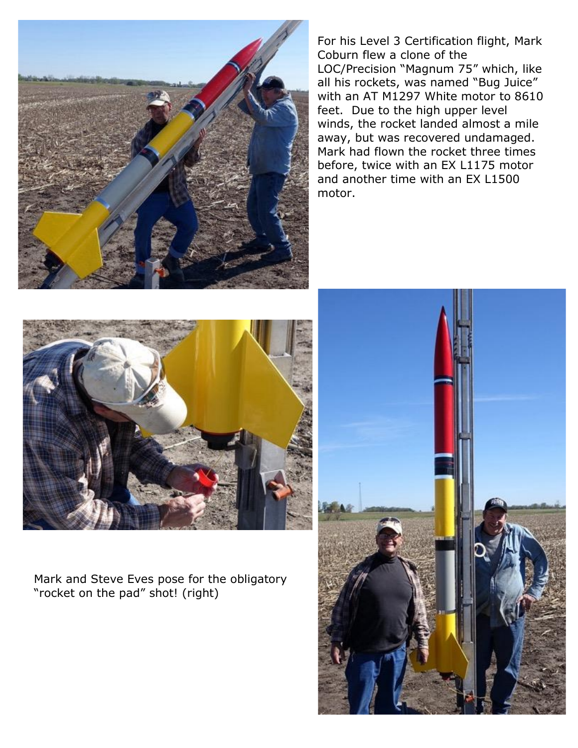For his Level 3 Certification flight, Mark Coburn flew a clone of the LOC/Precision "Magnum 75" which, like all his rockets, was named "Bug Juice" with an AT M1297 White motor to 8610 feet. Due to the high upper level winds, the rocket landed almost a mile away, but was recovered undamaged. Mark had flown the rocket three times before, twice with an EX L1175 motor and another time with an EX L1500 motor.

Mark and Steve Eves pose for the obligatory "rocket on the pad" shot! (right)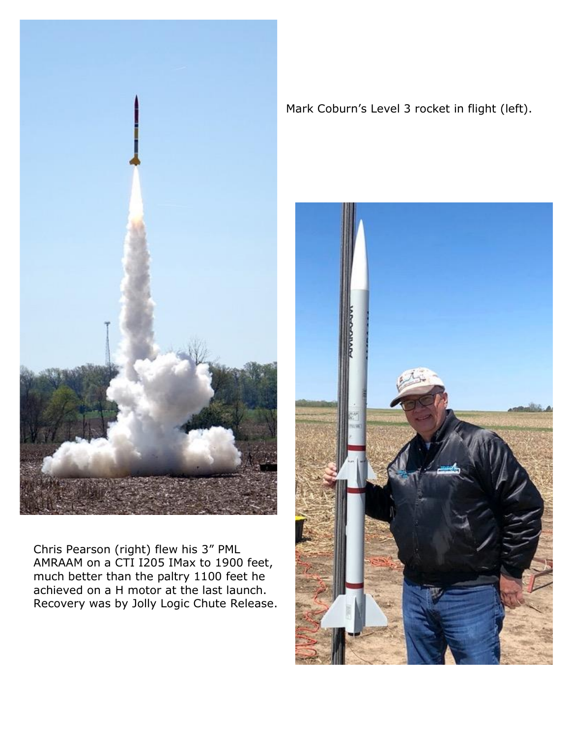Mark Coburn's Level 3 rocket in flight (left).

Chris Pearson (right) flew his 3" PML AMRAAM on a CTI I205 IMax to 1900 feet, much better than the paltry 1100 feet he achieved on a H motor at the last launch. Recovery was by Jolly Logic Chute Release.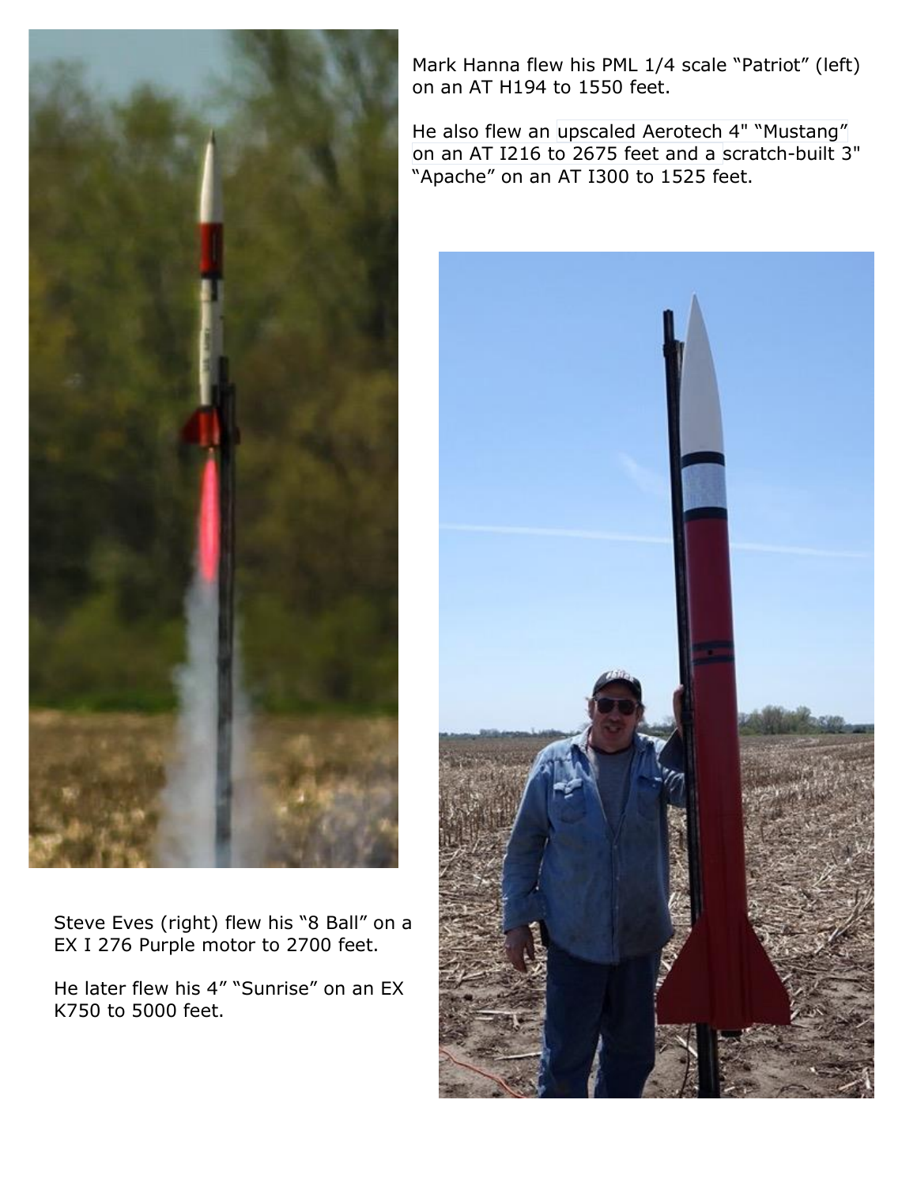Mark Hanna flew his PML 1/4 scale "Patriot" (left) on an AT H194 to 1550 feet.

He also flew an upscaled Aerotech 4" "Mustang" on an AT I216 to 2675 feet and a scratch-built 3" "Apache" on an AT I300 to 1525 feet.

Steve Eves (right) flew his "8 Ball" on a EX I 276 Purple motor to 2700 feet.

He later flew his 4" "Sunrise" on an EX K750 to 5000 feet.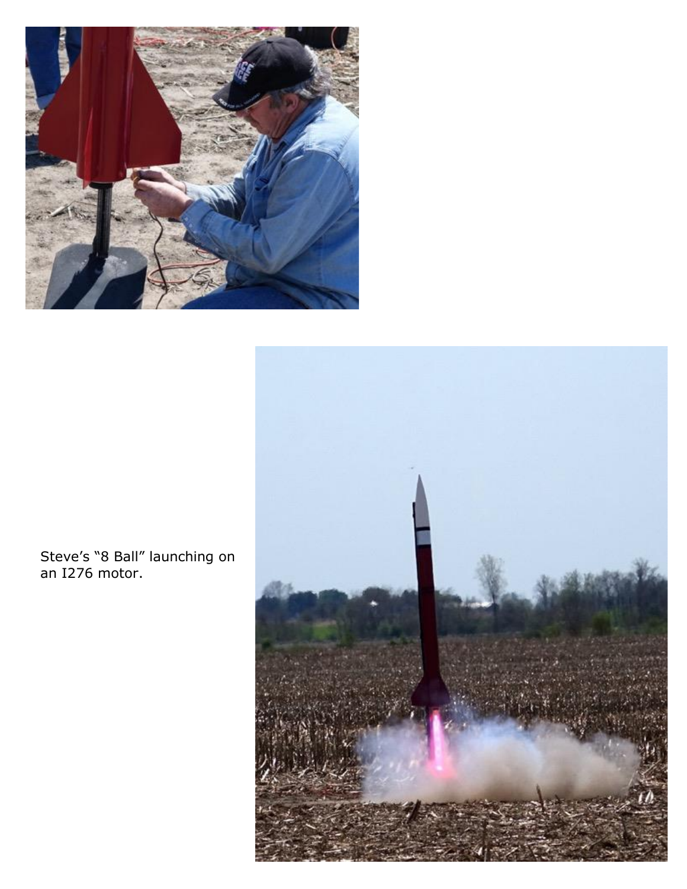Steve's “8 Ball” launching on an I276 motor.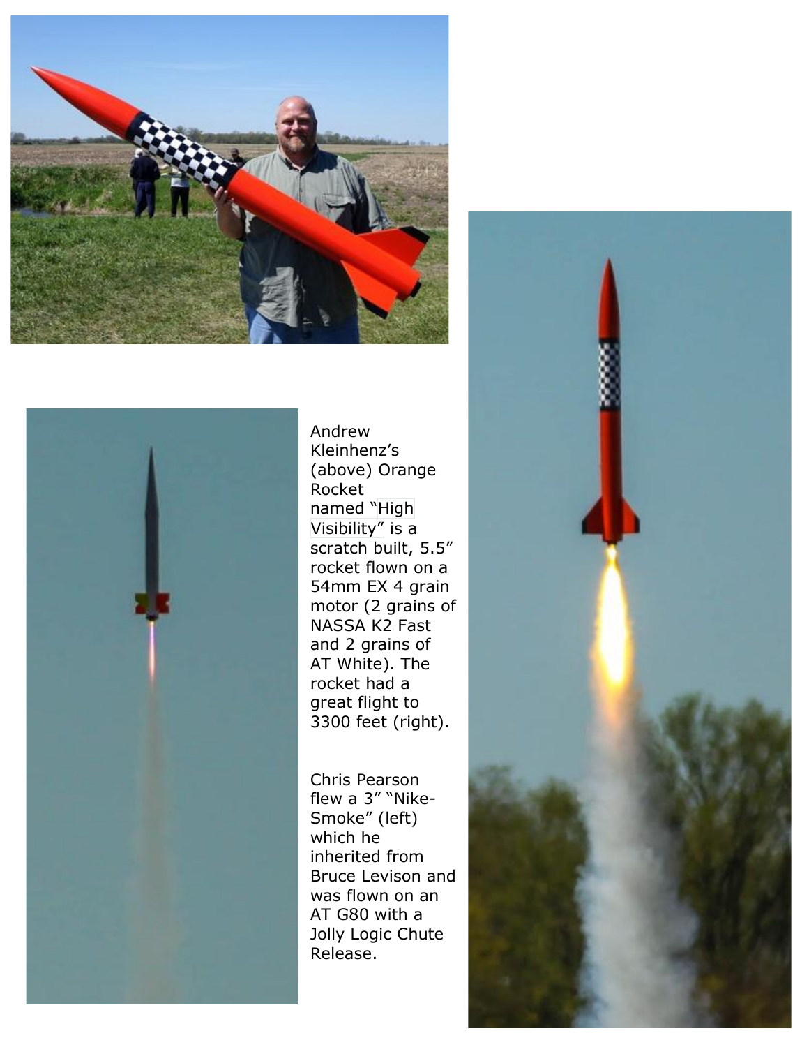Andrew Kleinhenz's (above) Orange Rocket named "High Visibility" is a scratch built, 5.5" rocket flown on a 54mm EX 4 grain motor (2 grains of NASSA K2 Fast and 2 grains of AT White). The rocket had a great flight to 3300 feet (right).

Chris Pearson flew a 3" "Nike-Smoke" (left) which he inherited from Bruce Levison and was flown on an AT G80 with a Jolly Logic Chute Release.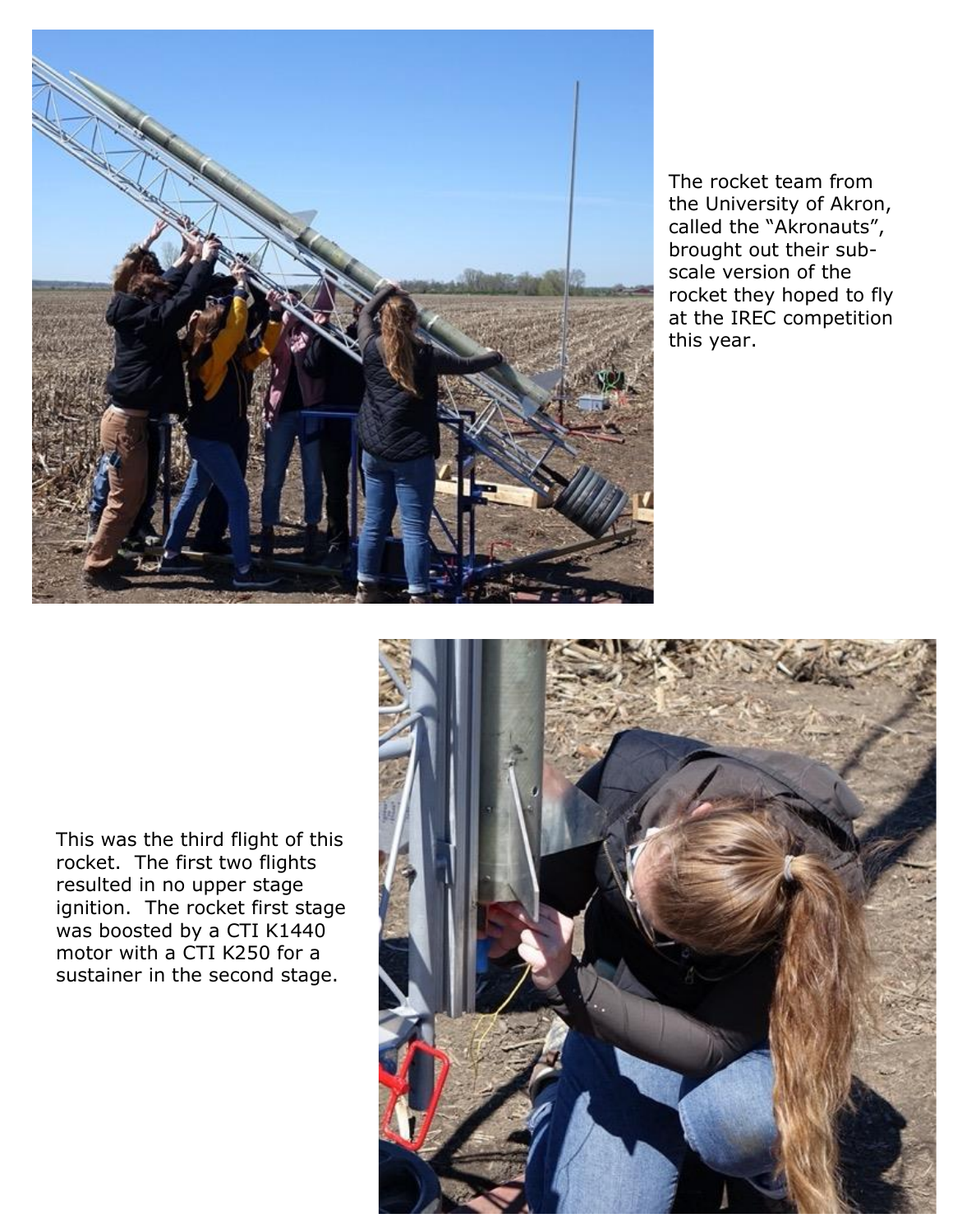The rocket team from the University of Akron, called the "Akronauts", brought out their sub-scale version of the rocket they hoped to fly at the IREC competition this year.

This was the third flight of this rocket. The first two flights resulted in no upper stage ignition. The rocket first stage was boosted by a CTI K1440 motor with a CTI K250 for a sustainer in the second stage.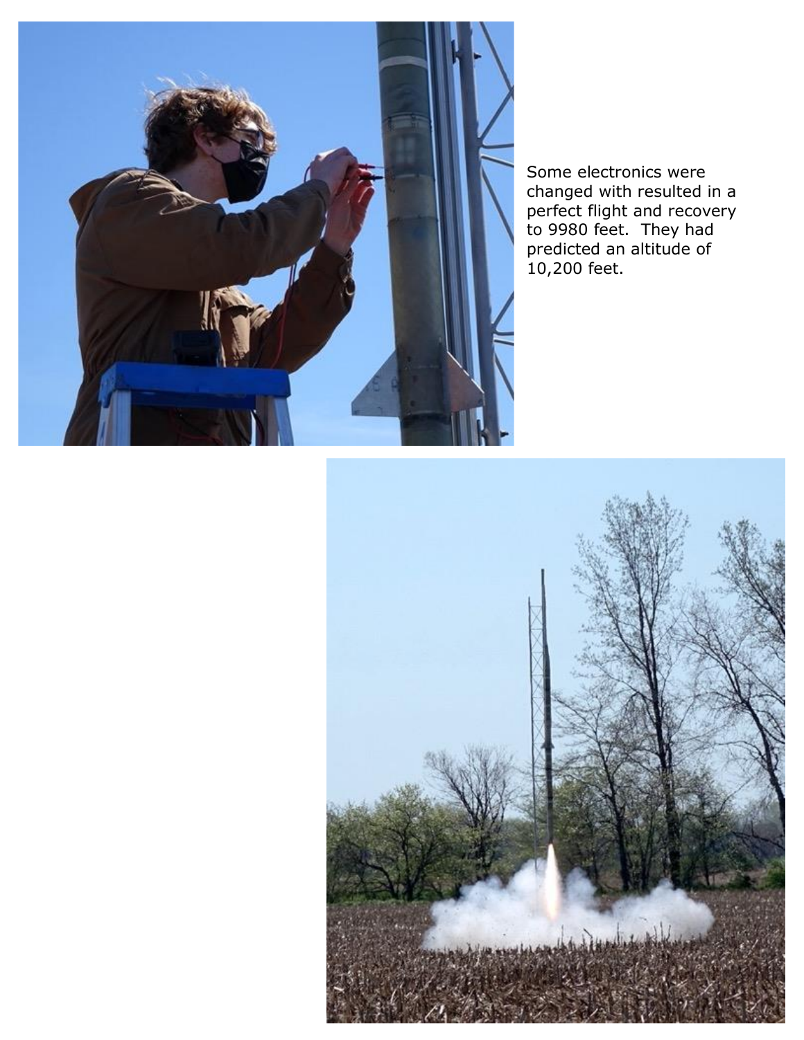Some electronics were changed with resulted in a perfect flight and recovery to 9980 feet. They had predicted an altitude of 10,200 feet.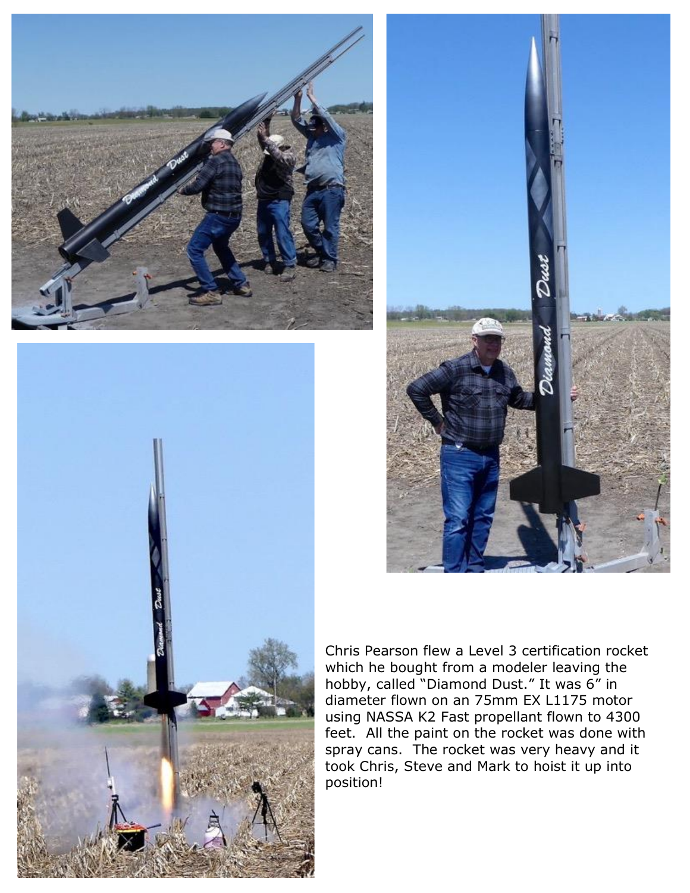Chris Pearson flew a Level 3 certification rocket which he bought from a modeler leaving the hobby, called "Diamond Dust." It was 6" in diameter flown on an 75mm EX L1175 motor using NASSA K2 Fast propellant flown to 4300 feet. All the paint on the rocket was done with spray cans. The rocket was very heavy and it took Chris, Steve and Mark to hoist it up into position!